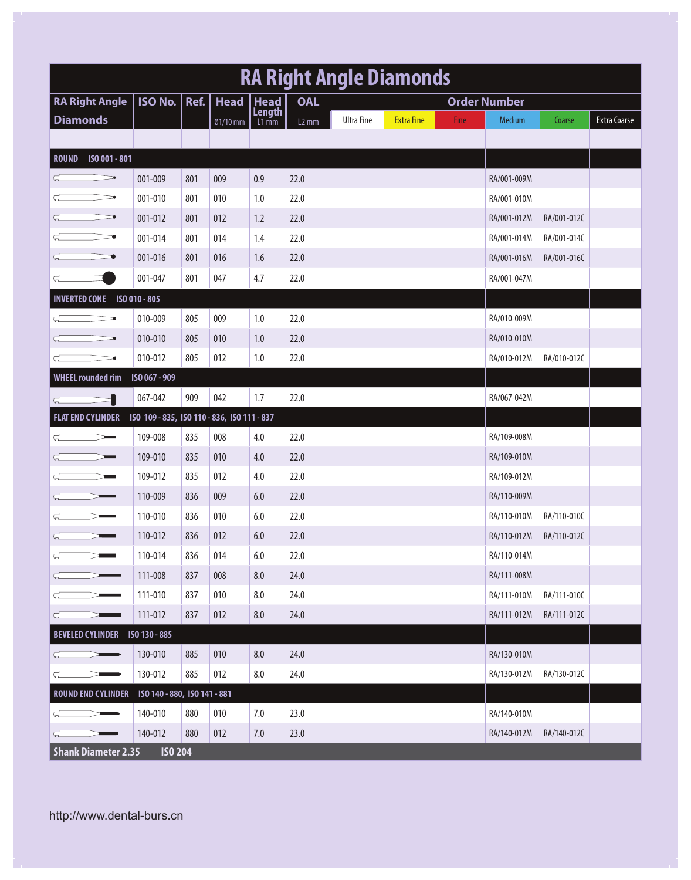# RA Right Angle Diamonds

| RA Right Angle Diamonds | ISO No. | Ref. | Head Ø1/10 mm | Head Length L1 mm | OAL L2 mm | Order Number | | | | | |
|---|---|---|---|---|---|---|---|---|---|---|---|
| | | | | | | Ultra Fine | Extra Fine | Fine | Medium | Coarse | Extra Coarse |
| **ROUND ISO 001 - 801** | | | | | | | | | | | |
| | 001-009 | 801 | 009 | 0.9 | 22.0 | | | | RA/001-009M | | |
| | 001-010 | 801 | 010 | 1.0 | 22.0 | | | | RA/001-010M | | |
| | 001-012 | 801 | 012 | 1.2 | 22.0 | | | | RA/001-012M | RA/001-012C | |
| | 001-014 | 801 | 014 | 1.4 | 22.0 | | | | RA/001-014M | RA/001-014C | |
| | 001-016 | 801 | 016 | 1.6 | 22.0 | | | | RA/001-016M | RA/001-016C | |
| | 001-047 | 801 | 047 | 4.7 | 22.0 | | | | RA/001-047M | | |
| **INVERTED CONE ISO 010 - 805** | | | | | | | | | | | |
| | 010-009 | 805 | 009 | 1.0 | 22.0 | | | | RA/010-009M | | |
| | 010-010 | 805 | 010 | 1.0 | 22.0 | | | | RA/010-010M | | |
| | 010-012 | 805 | 012 | 1.0 | 22.0 | | | | RA/010-012M | RA/010-012C | |
| **WHEEL rounded rim ISO 067 - 909** | | | | | | | | | | | |
| | 067-042 | 909 | 042 | 1.7 | 22.0 | | | | RA/067-042M | | |
| **FLAT END CYLINDER ISO 109 - 835, ISO 110 - 836, ISO 111 - 837** | | | | | | | | | | | |
| | 109-008 | 835 | 008 | 4.0 | 22.0 | | | | RA/109-008M | | |
| | 109-010 | 835 | 010 | 4.0 | 22.0 | | | | RA/109-010M | | |
| | 109-012 | 835 | 012 | 4.0 | 22.0 | | | | RA/109-012M | | |
| | 110-009 | 836 | 009 | 6.0 | 22.0 | | | | RA/110-009M | | |
| | 110-010 | 836 | 010 | 6.0 | 22.0 | | | | RA/110-010M | RA/110-010C | |
| | 110-012 | 836 | 012 | 6.0 | 22.0 | | | | RA/110-012M | RA/110-012C | |
| | 110-014 | 836 | 014 | 6.0 | 22.0 | | | | RA/110-014M | | |
| | 111-008 | 837 | 008 | 8.0 | 24.0 | | | | RA/111-008M | | |
| | 111-010 | 837 | 010 | 8.0 | 24.0 | | | | RA/111-010M | RA/111-010C | |
| | 111-012 | 837 | 012 | 8.0 | 24.0 | | | | RA/111-012M | RA/111-012C | |
| **BEVELED CYLINDER ISO 130 - 885** | | | | | | | | | | | |
| | 130-010 | 885 | 010 | 8.0 | 24.0 | | | | RA/130-010M | | |
| | 130-012 | 885 | 012 | 8.0 | 24.0 | | | | RA/130-012M | RA/130-012C | |
| **ROUND END CYLINDER ISO 140 - 880, ISO 141 - 881** | | | | | | | | | | | |
| | 140-010 | 880 | 010 | 7.0 | 23.0 | | | | RA/140-010M | | |
| | 140-012 | 880 | 012 | 7.0 | 23.0 | | | | RA/140-012M | RA/140-012C | |
| **Shank Diameter 2.35 ISO 204** | | | | | | | | | | | |

http://www.dental-burs.cn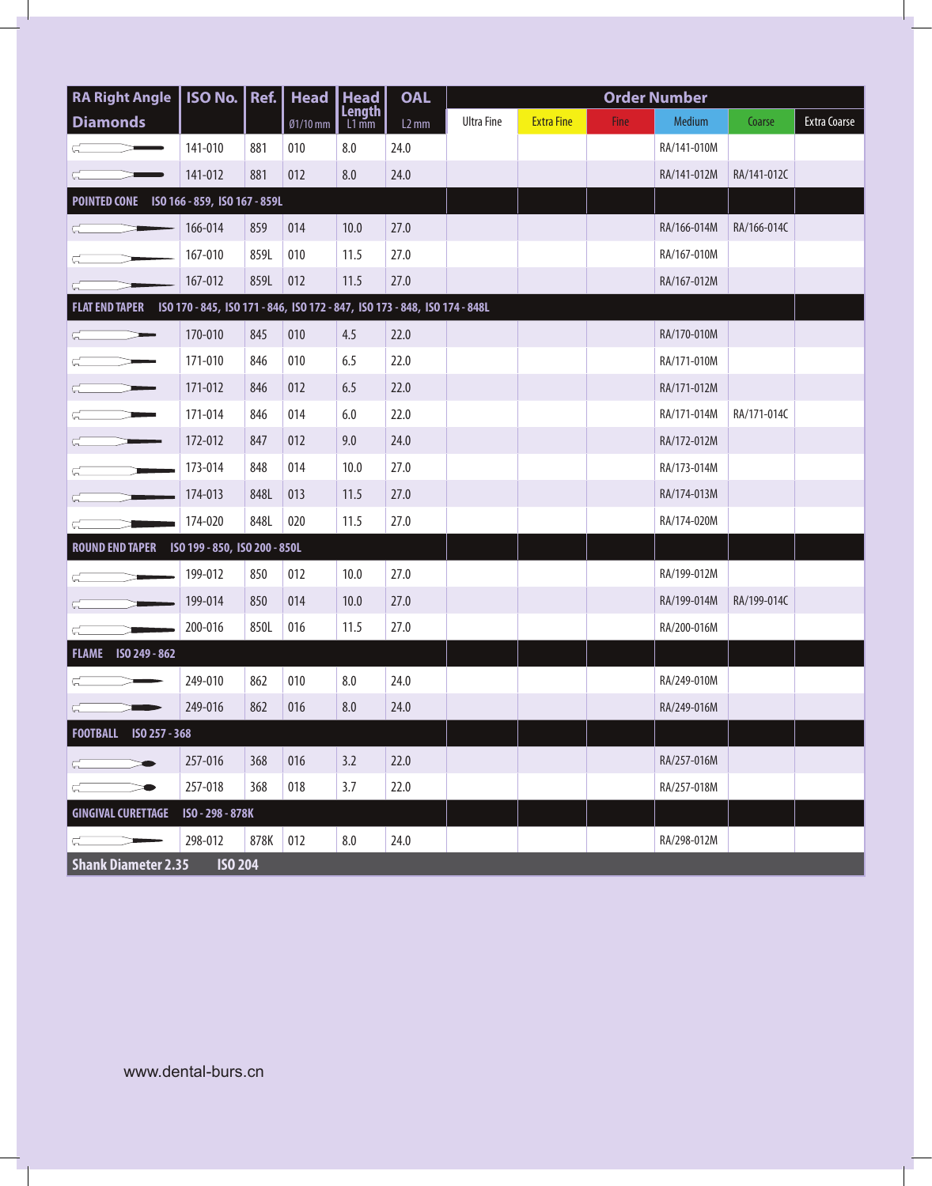| RA Right Angle Diamonds | ISO No. | Ref. | Head Ø1/10 mm | Head Length L1 mm | OAL L2 mm | Order Number | | | | | |
|---|---|---|---|---|---|---|---|---|---|---|---|
| | | | | | | Ultra Fine | Extra Fine | Fine | Medium | Coarse | Extra Coarse |
| | 141-010 | 881 | 010 | 8.0 | 24.0 | | | | RA/141-010M | | |
| | 141-012 | 881 | 012 | 8.0 | 24.0 | | | | RA/141-012M | RA/141-012C | |
| **POINTED CONE ISO 166 - 859, ISO 167 - 859L** | | | | | | | | | | | |
| | 166-014 | 859 | 014 | 10.0 | 27.0 | | | | RA/166-014M | RA/166-014C | |
| | 167-010 | 859L | 010 | 11.5 | 27.0 | | | | RA/167-010M | | |
| | 167-012 | 859L | 012 | 11.5 | 27.0 | | | | RA/167-012M | | |
| **FLAT END TAPER ISO 170 - 845, ISO 171 - 846, ISO 172 - 847, ISO 173 - 848, ISO 174 - 848L** | | | | | | | | | | | |
| | 170-010 | 845 | 010 | 4.5 | 22.0 | | | | RA/170-010M | | |
| | 171-010 | 846 | 010 | 6.5 | 22.0 | | | | RA/171-010M | | |
| | 171-012 | 846 | 012 | 6.5 | 22.0 | | | | RA/171-012M | | |
| | 171-014 | 846 | 014 | 6.0 | 22.0 | | | | RA/171-014M | RA/171-014C | |
| | 172-012 | 847 | 012 | 9.0 | 24.0 | | | | RA/172-012M | | |
| | 173-014 | 848 | 014 | 10.0 | 27.0 | | | | RA/173-014M | | |
| | 174-013 | 848L | 013 | 11.5 | 27.0 | | | | RA/174-013M | | |
| | 174-020 | 848L | 020 | 11.5 | 27.0 | | | | RA/174-020M | | |
| **ROUND END TAPER ISO 199 - 850, ISO 200 - 850L** | | | | | | | | | | | |
| | 199-012 | 850 | 012 | 10.0 | 27.0 | | | | RA/199-012M | | |
| | 199-014 | 850 | 014 | 10.0 | 27.0 | | | | RA/199-014M | RA/199-014C | |
| | 200-016 | 850L | 016 | 11.5 | 27.0 | | | | RA/200-016M | | |
| **FLAME ISO 249 - 862** | | | | | | | | | | | |
| | 249-010 | 862 | 010 | 8.0 | 24.0 | | | | RA/249-010M | | |
| | 249-016 | 862 | 016 | 8.0 | 24.0 | | | | RA/249-016M | | |
| **FOOTBALL ISO 257 - 368** | | | | | | | | | | | |
| | 257-016 | 368 | 016 | 3.2 | 22.0 | | | | RA/257-016M | | |
| | 257-018 | 368 | 018 | 3.7 | 22.0 | | | | RA/257-018M | | |
| **GINGIVAL CURETTAGE ISO - 298 - 878K** | | | | | | | | | | | |
| | 298-012 | 878K | 012 | 8.0 | 24.0 | | | | RA/298-012M | | |
| **Shank Diameter 2.35 ISO 204** | | | | | | | | | | | |

www.dental-burs.cn